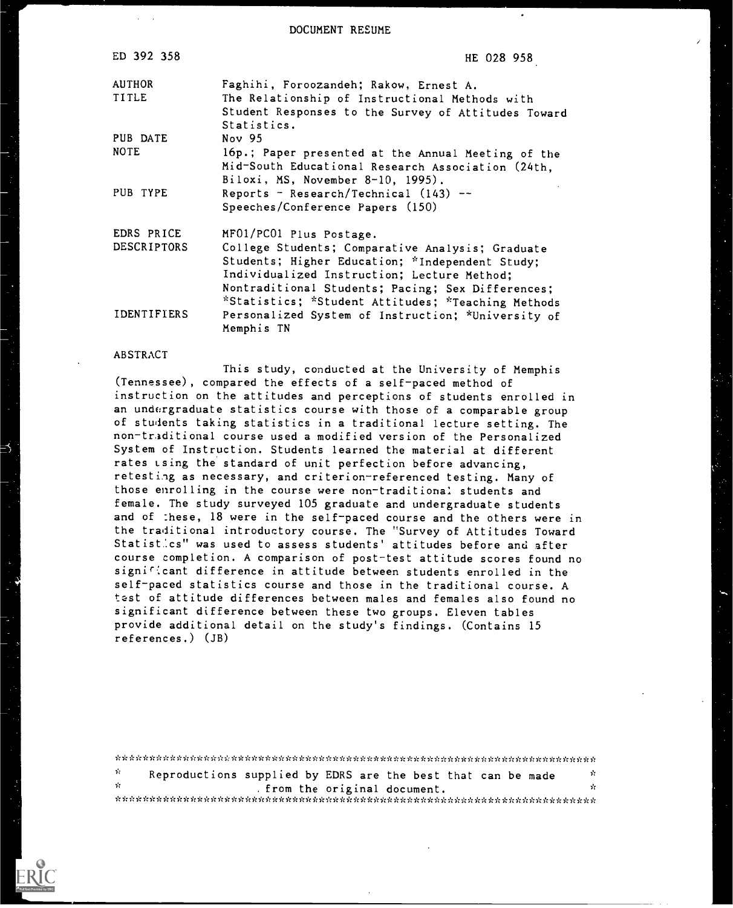# DOCUMENT RESUME

| | |
|---|---|
| ED 392 358 | HE 028 958 |
| AUTHOR | Faghihi, Foroozandeh; Rakow, Ernest A. |
| TITLE | The Relationship of Instructional Methods with Student Responses to the Survey of Attitudes Toward Statistics. |
| PUB DATE | Nov 95 |
| NOTE | 16p.; Paper presented at the Annual Meeting of the Mid-South Educational Research Association (24th, Biloxi, MS, November 8-10, 1995). |
| PUB TYPE | Reports - Research/Technical (143) -- Speeches/Conference Papers (150) |
| EDRS PRICE | MF01/PC01 Plus Postage. |
| DESCRIPTORS | College Students; Comparative Analysis; Graduate Students; Higher Education; *Independent Study; Individualized Instruction; Lecture Method; Nontraditional Students; Pacing; Sex Differences; *Statistics; *Student Attitudes; *Teaching Methods |
| IDENTIFIERS | Personalized System of Instruction; *University of Memphis TN |

ABSTRACT

This study, conducted at the University of Memphis (Tennessee), compared the effects of a self-paced method of instruction on the attitudes and perceptions of students enrolled in an undergraduate statistics course with those of a comparable group of students taking statistics in a traditional lecture setting. The non-traditional course used a modified version of the Personalized System of Instruction. Students learned the material at different rates using the standard of unit perfection before advancing, retesting as necessary, and criterion-referenced testing. Many of those enrolling in the course were non-traditional students and female. The study surveyed 105 graduate and undergraduate students and of these, 18 were in the self-paced course and the others were in the traditional introductory course. The "Survey of Attitudes Toward Statistics" was used to assess students' attitudes before and after course completion. A comparison of post-test attitude scores found no significant difference in attitude between students enrolled in the self-paced statistics course and those in the traditional course. A test of attitude differences between males and females also found no significant difference between these two groups. Eleven tables provide additional detail on the study's findings. (Contains 15 references.) (JB)

***********************************************************************

* Reproductions supplied by EDRS are the best that can be made *
* from the original document. *

***********************************************************************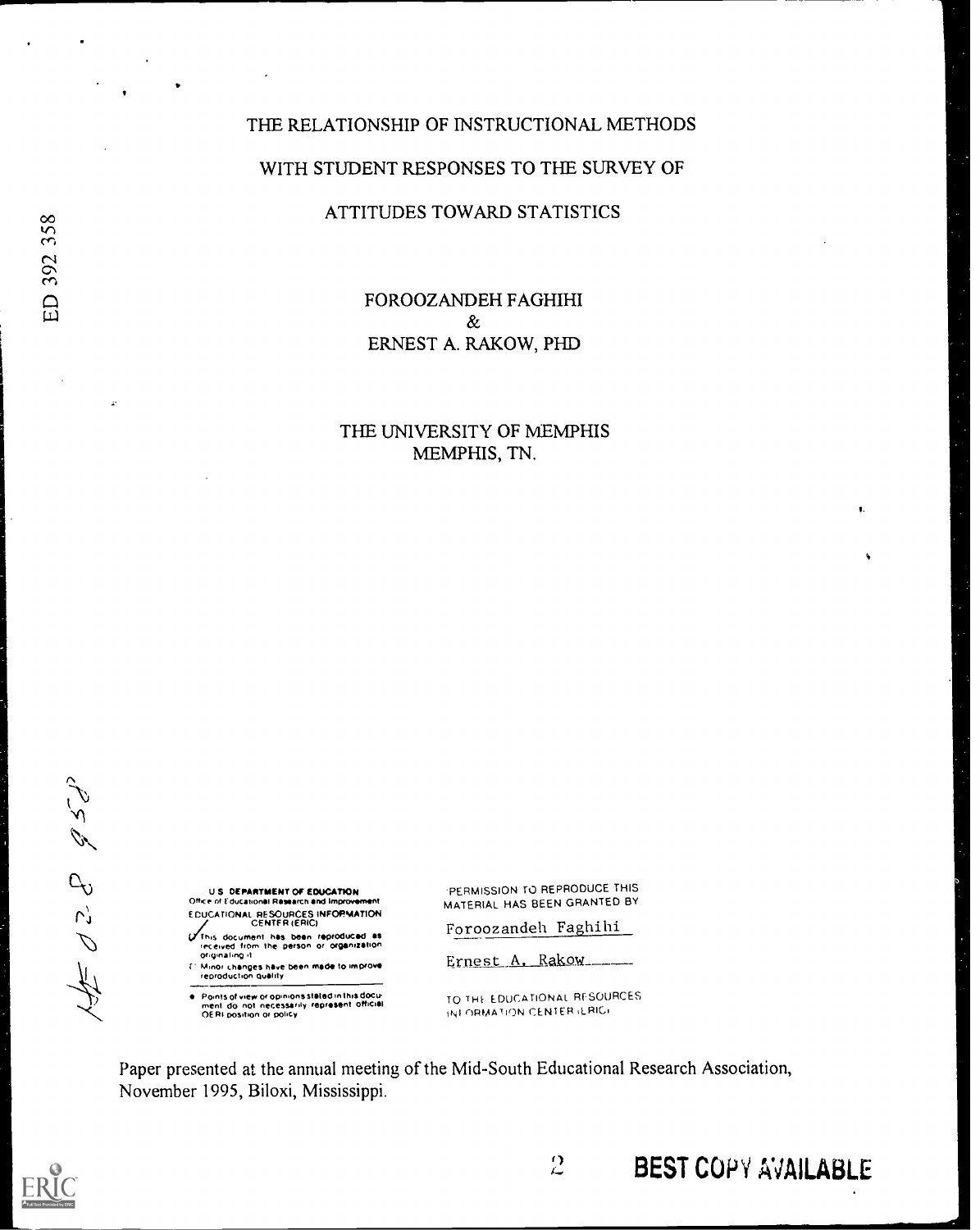# THE RELATIONSHIP OF INSTRUCTIONAL METHODS WITH STUDENT RESPONSES TO THE SURVEY OF ATTITUDES TOWARD STATISTICS

FOROOZANDEH FAGHIHI
&
ERNEST A. RAKOW, PHD

THE UNIVERSITY OF MEMPHIS
MEMPHIS, TN.

U S DEPARTMENT OF EDUCATION
Office of Educational Research and Improvement
EDUCATIONAL RESOURCES INFORMATION CENTER (ERIC)

- This document has been reproduced as received from the person or organization originating it
- Minor changes have been made to improve reproduction quality
- Points of view or opinions stated in this document do not necessarily represent official OERI position or policy

PERMISSION TO REPRODUCE THIS MATERIAL HAS BEEN GRANTED BY

Foroozandeh Faghihi

Ernest A. Rakow

TO THE EDUCATIONAL RESOURCES INFORMATION CENTER (ERIC)

Paper presented at the annual meeting of the Mid-South Educational Research Association, November 1995, Biloxi, Mississippi.

BEST COPY AVAILABLE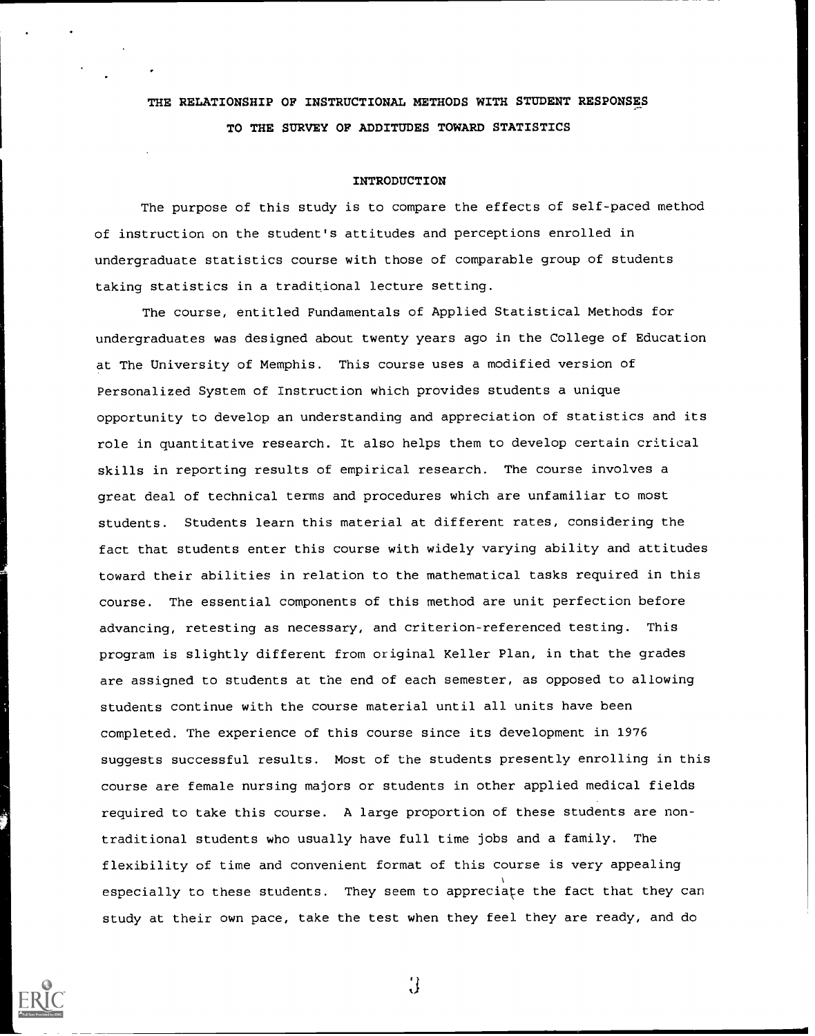# THE RELATIONSHIP OF INSTRUCTIONAL METHODS WITH STUDENT RESPONSES TO THE SURVEY OF ADDITUDES TOWARD STATISTICS

## INTRODUCTION

The purpose of this study is to compare the effects of self-paced method of instruction on the student's attitudes and perceptions enrolled in undergraduate statistics course with those of comparable group of students taking statistics in a traditional lecture setting.

The course, entitled Fundamentals of Applied Statistical Methods for undergraduates was designed about twenty years ago in the College of Education at The University of Memphis. This course uses a modified version of Personalized System of Instruction which provides students a unique opportunity to develop an understanding and appreciation of statistics and its role in quantitative research. It also helps them to develop certain critical skills in reporting results of empirical research. The course involves a great deal of technical terms and procedures which are unfamiliar to most students. Students learn this material at different rates, considering the fact that students enter this course with widely varying ability and attitudes toward their abilities in relation to the mathematical tasks required in this course. The essential components of this method are unit perfection before advancing, retesting as necessary, and criterion-referenced testing. This program is slightly different from original Keller Plan, in that the grades are assigned to students at the end of each semester, as opposed to allowing students continue with the course material until all units have been completed. The experience of this course since its development in 1976 suggests successful results. Most of the students presently enrolling in this course are female nursing majors or students in other applied medical fields required to take this course. A large proportion of these students are non-traditional students who usually have full time jobs and a family. The flexibility of time and convenient format of this course is very appealing especially to these students. They seem to appreciate the fact that they can study at their own pace, take the test when they feel they are ready, and do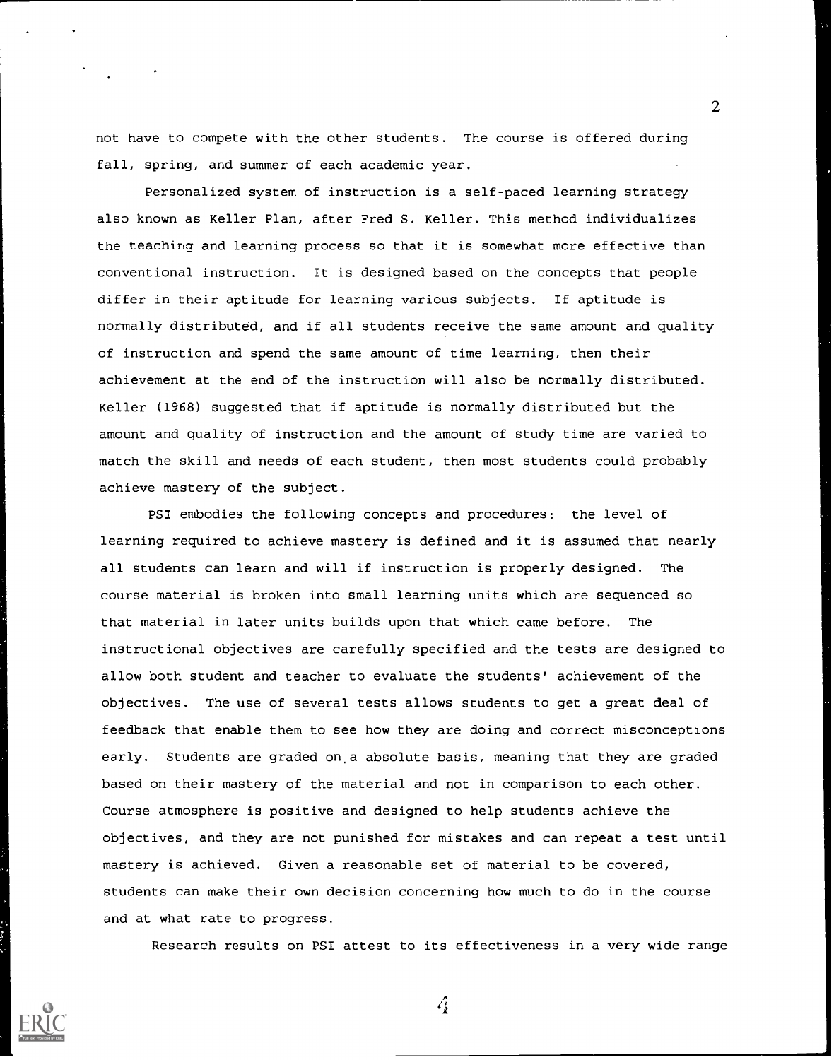not have to compete with the other students. The course is offered during fall, spring, and summer of each academic year.

Personalized system of instruction is a self-paced learning strategy also known as Keller Plan, after Fred S. Keller. This method individualizes the teaching and learning process so that it is somewhat more effective than conventional instruction. It is designed based on the concepts that people differ in their aptitude for learning various subjects. If aptitude is normally distributed, and if all students receive the same amount and quality of instruction and spend the same amount of time learning, then their achievement at the end of the instruction will also be normally distributed. Keller (1968) suggested that if aptitude is normally distributed but the amount and quality of instruction and the amount of study time are varied to match the skill and needs of each student, then most students could probably achieve mastery of the subject.

PSI embodies the following concepts and procedures: the level of learning required to achieve mastery is defined and it is assumed that nearly all students can learn and will if instruction is properly designed. The course material is broken into small learning units which are sequenced so that material in later units builds upon that which came before. The instructional objectives are carefully specified and the tests are designed to allow both student and teacher to evaluate the students' achievement of the objectives. The use of several tests allows students to get a great deal of feedback that enable them to see how they are doing and correct misconceptions early. Students are graded on a absolute basis, meaning that they are graded based on their mastery of the material and not in comparison to each other. Course atmosphere is positive and designed to help students achieve the objectives, and they are not punished for mistakes and can repeat a test until mastery is achieved. Given a reasonable set of material to be covered, students can make their own decision concerning how much to do in the course and at what rate to progress.

Research results on PSI attest to its effectiveness in a very wide range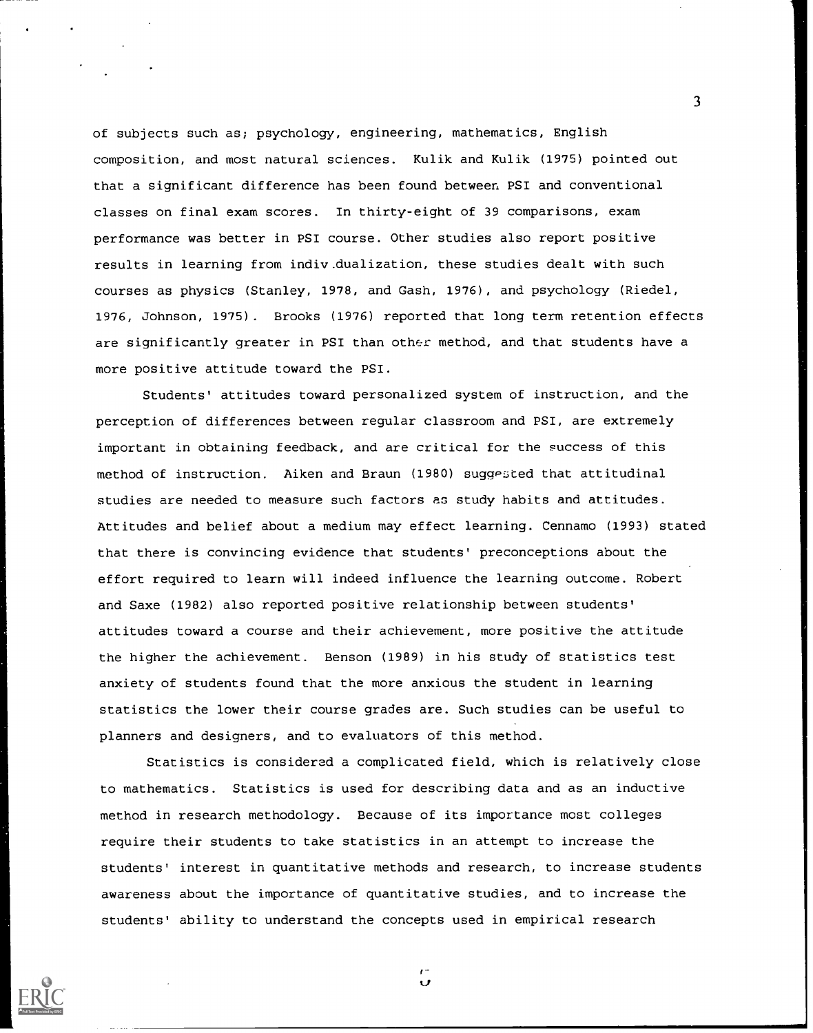of subjects such as; psychology, engineering, mathematics, English composition, and most natural sciences. Kulik and Kulik (1975) pointed out that a significant difference has been found between PSI and conventional classes on final exam scores. In thirty-eight of 39 comparisons, exam performance was better in PSI course. Other studies also report positive results in learning from individualization, these studies dealt with such courses as physics (Stanley, 1978, and Gash, 1976), and psychology (Riedel, 1976, Johnson, 1975). Brooks (1976) reported that long term retention effects are significantly greater in PSI than other method, and that students have a more positive attitude toward the PSI.

Students' attitudes toward personalized system of instruction, and the perception of differences between regular classroom and PSI, are extremely important in obtaining feedback, and are critical for the success of this method of instruction. Aiken and Braun (1980) suggested that attitudinal studies are needed to measure such factors as study habits and attitudes. Attitudes and belief about a medium may effect learning. Cennamo (1993) stated that there is convincing evidence that students' preconceptions about the effort required to learn will indeed influence the learning outcome. Robert and Saxe (1982) also reported positive relationship between students' attitudes toward a course and their achievement, more positive the attitude the higher the achievement. Benson (1989) in his study of statistics test anxiety of students found that the more anxious the student in learning statistics the lower their course grades are. Such studies can be useful to planners and designers, and to evaluators of this method.

Statistics is considered a complicated field, which is relatively close to mathematics. Statistics is used for describing data and as an inductive method in research methodology. Because of its importance most colleges require their students to take statistics in an attempt to increase the students' interest in quantitative methods and research, to increase students awareness about the importance of quantitative studies, and to increase the students' ability to understand the concepts used in empirical research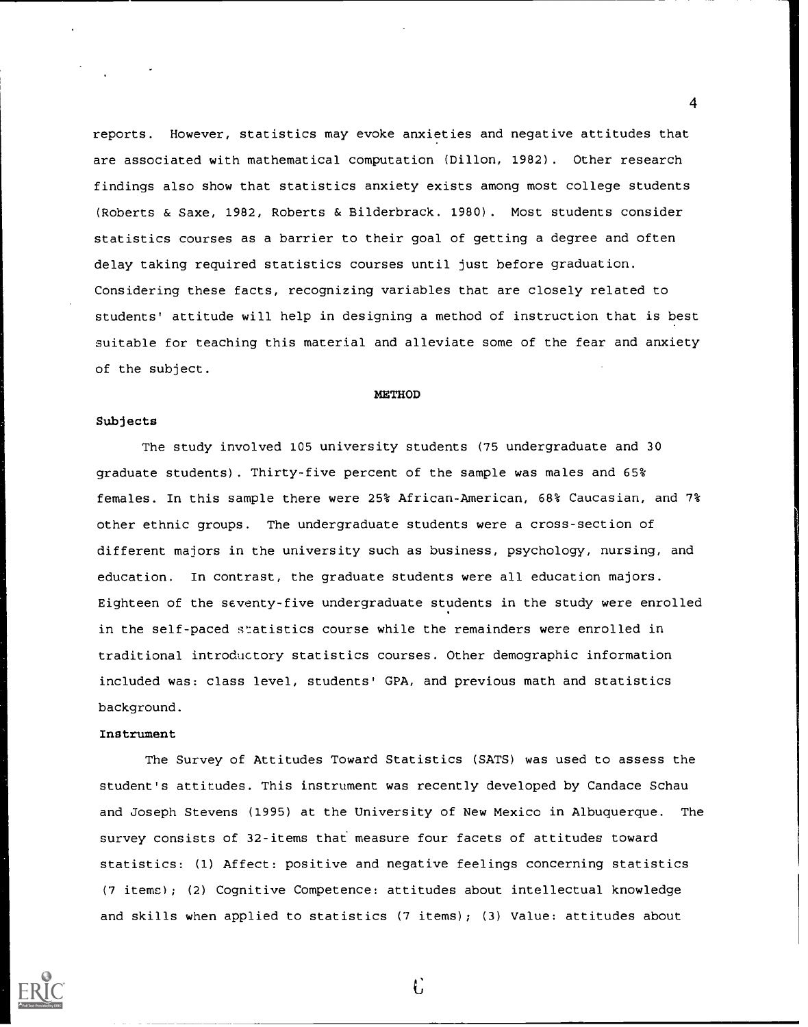reports. However, statistics may evoke anxieties and negative attitudes that are associated with mathematical computation (Dillon, 1982). Other research findings also show that statistics anxiety exists among most college students (Roberts & Saxe, 1982, Roberts & Bilderbrack. 1980). Most students consider statistics courses as a barrier to their goal of getting a degree and often delay taking required statistics courses until just before graduation. Considering these facts, recognizing variables that are closely related to students' attitude will help in designing a method of instruction that is best suitable for teaching this material and alleviate some of the fear and anxiety of the subject.

## METHOD

### Subjects

The study involved 105 university students (75 undergraduate and 30 graduate students). Thirty-five percent of the sample was males and 65% females. In this sample there were 25% African-American, 68% Caucasian, and 7% other ethnic groups. The undergraduate students were a cross-section of different majors in the university such as business, psychology, nursing, and education. In contrast, the graduate students were all education majors. Eighteen of the seventy-five undergraduate students in the study were enrolled in the self-paced statistics course while the remainders were enrolled in traditional introductory statistics courses. Other demographic information included was: class level, students' GPA, and previous math and statistics background.

### Instrument

The Survey of Attitudes Toward Statistics (SATS) was used to assess the student's attitudes. This instrument was recently developed by Candace Schau and Joseph Stevens (1995) at the University of New Mexico in Albuquerque. The survey consists of 32-items that measure four facets of attitudes toward statistics: (1) Affect: positive and negative feelings concerning statistics (7 items); (2) Cognitive Competence: attitudes about intellectual knowledge and skills when applied to statistics (7 items); (3) Value: attitudes about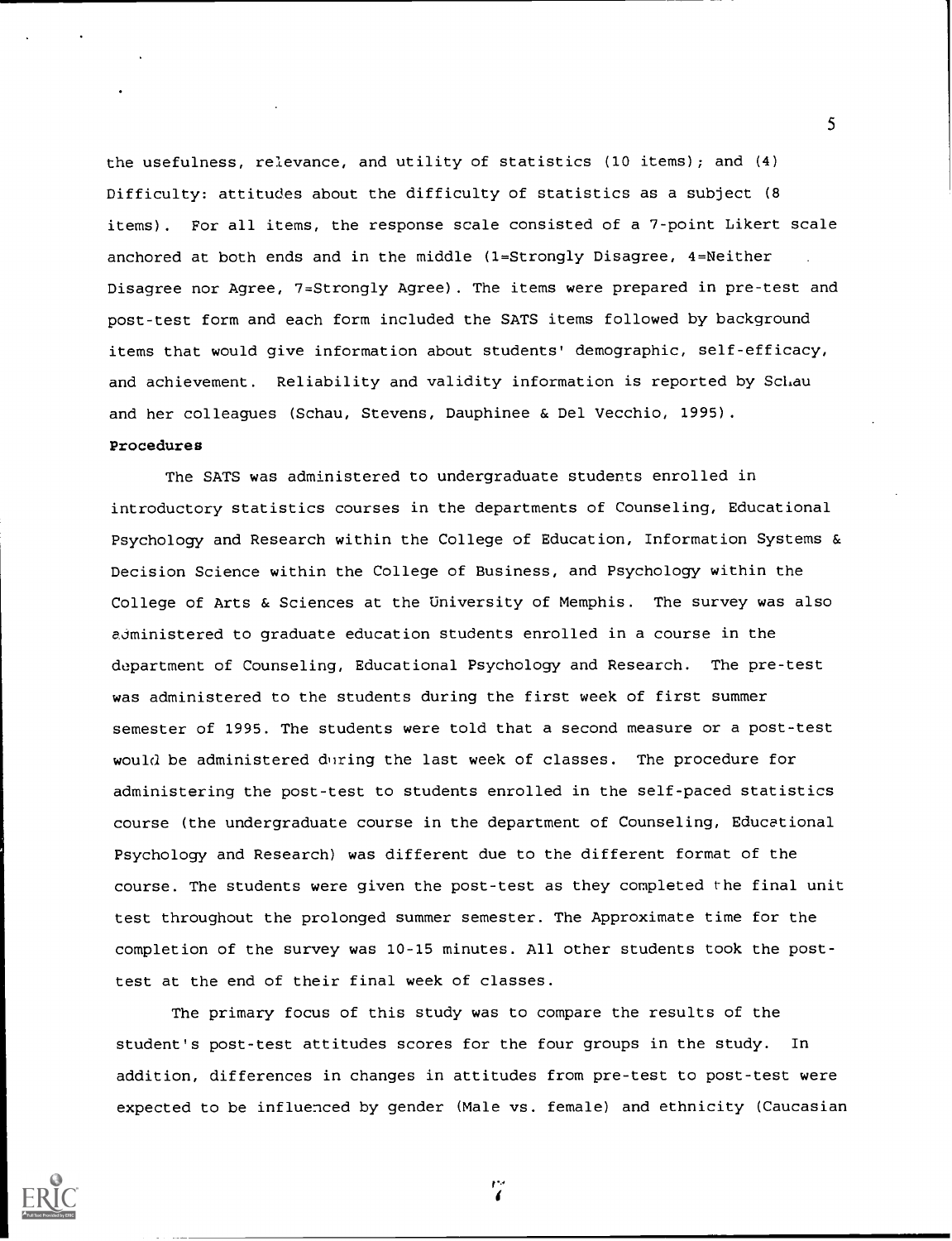the usefulness, relevance, and utility of statistics (10 items); and (4) Difficulty: attitudes about the difficulty of statistics as a subject (8 items). For all items, the response scale consisted of a 7-point Likert scale anchored at both ends and in the middle (1=Strongly Disagree, 4=Neither Disagree nor Agree, 7=Strongly Agree). The items were prepared in pre-test and post-test form and each form included the SATS items followed by background items that would give information about students' demographic, self-efficacy, and achievement. Reliability and validity information is reported by Schau and her colleagues (Schau, Stevens, Dauphinee & Del Vecchio, 1995).

**Procedures**

The SATS was administered to undergraduate students enrolled in introductory statistics courses in the departments of Counseling, Educational Psychology and Research within the College of Education, Information Systems & Decision Science within the College of Business, and Psychology within the College of Arts & Sciences at the University of Memphis. The survey was also administered to graduate education students enrolled in a course in the department of Counseling, Educational Psychology and Research. The pre-test was administered to the students during the first week of first summer semester of 1995. The students were told that a second measure or a post-test would be administered during the last week of classes. The procedure for administering the post-test to students enrolled in the self-paced statistics course (the undergraduate course in the department of Counseling, Educational Psychology and Research) was different due to the different format of the course. The students were given the post-test as they completed the final unit test throughout the prolonged summer semester. The Approximate time for the completion of the survey was 10-15 minutes. All other students took the post-test at the end of their final week of classes.

The primary focus of this study was to compare the results of the student's post-test attitudes scores for the four groups in the study. In addition, differences in changes in attitudes from pre-test to post-test were expected to be influenced by gender (Male vs. female) and ethnicity (Caucasian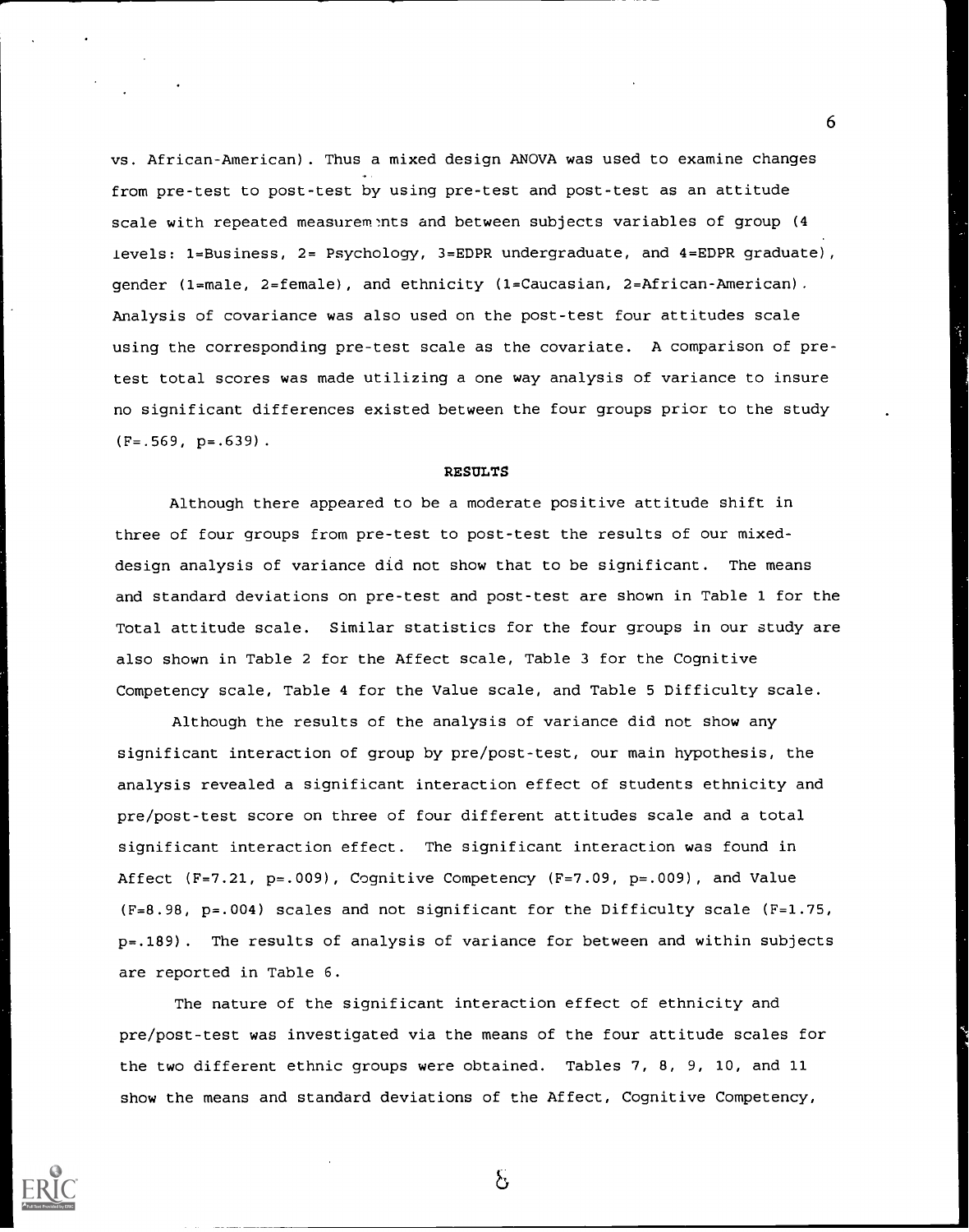vs. African-American). Thus a mixed design ANOVA was used to examine changes from pre-test to post-test by using pre-test and post-test as an attitude scale with repeated measurements and between subjects variables of group (4 levels: 1=Business, 2= Psychology, 3=EDPR undergraduate, and 4=EDPR graduate), gender (1=male, 2=female), and ethnicity (1=Caucasian, 2=African-American). Analysis of covariance was also used on the post-test four attitudes scale using the corresponding pre-test scale as the covariate. A comparison of pre-test total scores was made utilizing a one way analysis of variance to insure no significant differences existed between the four groups prior to the study ($F=.569$, $p=.639$).

**RESULTS**

Although there appeared to be a moderate positive attitude shift in three of four groups from pre-test to post-test the results of our mixed-design analysis of variance did not show that to be significant. The means and standard deviations on pre-test and post-test are shown in Table 1 for the Total attitude scale. Similar statistics for the four groups in our study are also shown in Table 2 for the Affect scale, Table 3 for the Cognitive Competency scale, Table 4 for the Value scale, and Table 5 Difficulty scale.

Although the results of the analysis of variance did not show any significant interaction of group by pre/post-test, our main hypothesis, the analysis revealed a significant interaction effect of students ethnicity and pre/post-test score on three of four different attitudes scale and a total significant interaction effect. The significant interaction was found in Affect ($F=7.21$, $p=.009$), Cognitive Competency ($F=7.09$, $p=.009$), and Value ($F=8.98$, $p=.004$) scales and not significant for the Difficulty scale ($F=1.75$, $p=.189$). The results of analysis of variance for between and within subjects are reported in Table 6.

The nature of the significant interaction effect of ethnicity and pre/post-test was investigated via the means of the four attitude scales for the two different ethnic groups were obtained. Tables 7, 8, 9, 10, and 11 show the means and standard deviations of the Affect, Cognitive Competency,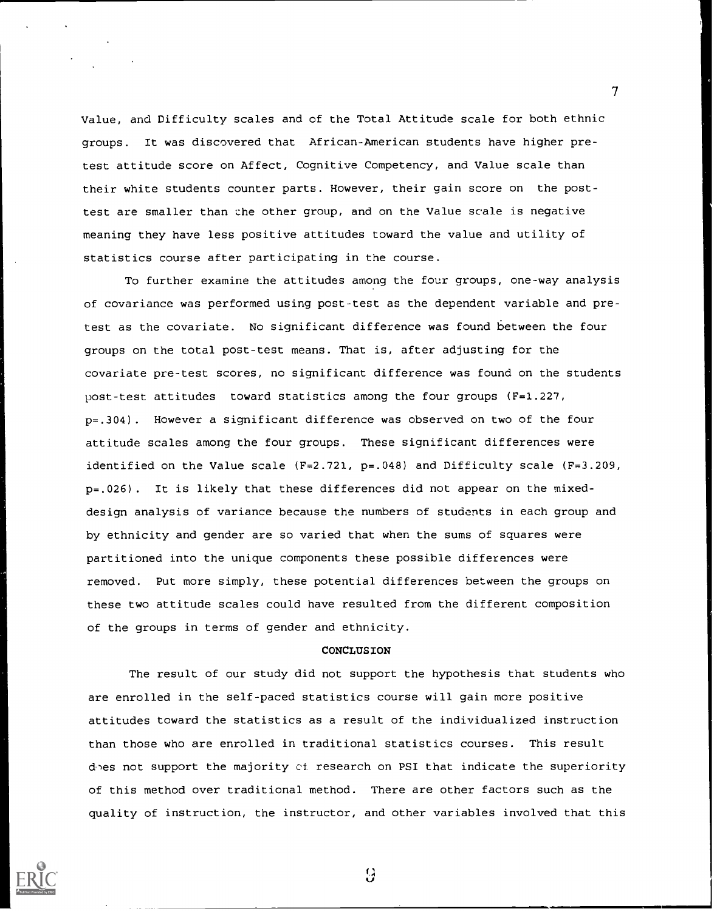Value, and Difficulty scales and of the Total Attitude scale for both ethnic groups. It was discovered that African-American students have higher pre-test attitude score on Affect, Cognitive Competency, and Value scale than their white students counter parts. However, their gain score on the post-test are smaller than the other group, and on the Value scale is negative meaning they have less positive attitudes toward the value and utility of statistics course after participating in the course.

To further examine the attitudes among the four groups, one-way analysis of covariance was performed using post-test as the dependent variable and pre-test as the covariate. No significant difference was found between the four groups on the total post-test means. That is, after adjusting for the covariate pre-test scores, no significant difference was found on the students post-test attitudes toward statistics among the four groups ($F=1.227$, $p=.304$). However a significant difference was observed on two of the four attitude scales among the four groups. These significant differences were identified on the Value scale ($F=2.721$, $p=.048$) and Difficulty scale ($F=3.209$, $p=.026$). It is likely that these differences did not appear on the mixed-design analysis of variance because the numbers of students in each group and by ethnicity and gender are so varied that when the sums of squares were partitioned into the unique components these possible differences were removed. Put more simply, these potential differences between the groups on these two attitude scales could have resulted from the different composition of the groups in terms of gender and ethnicity.

## CONCLUSION

The result of our study did not support the hypothesis that students who are enrolled in the self-paced statistics course will gain more positive attitudes toward the statistics as a result of the individualized instruction than those who are enrolled in traditional statistics courses. This result does not support the majority of research on PSI that indicate the superiority of this method over traditional method. There are other factors such as the quality of instruction, the instructor, and other variables involved that this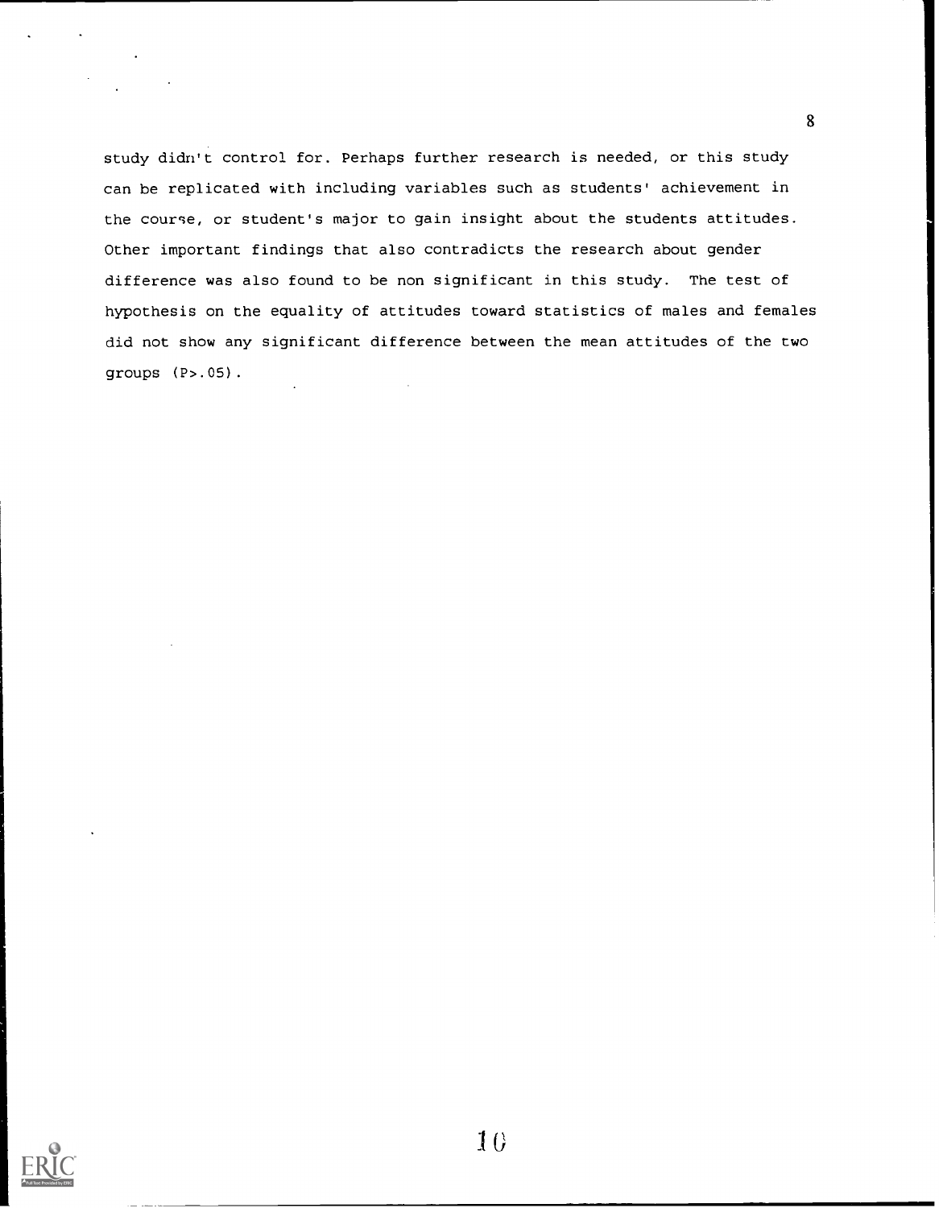study didn't control for. Perhaps further research is needed, or this study can be replicated with including variables such as students' achievement in the course, or student's major to gain insight about the students attitudes. Other important findings that also contradicts the research about gender difference was also found to be non significant in this study. The test of hypothesis on the equality of attitudes toward statistics of males and females did not show any significant difference between the mean attitudes of the two groups ($P>.05$).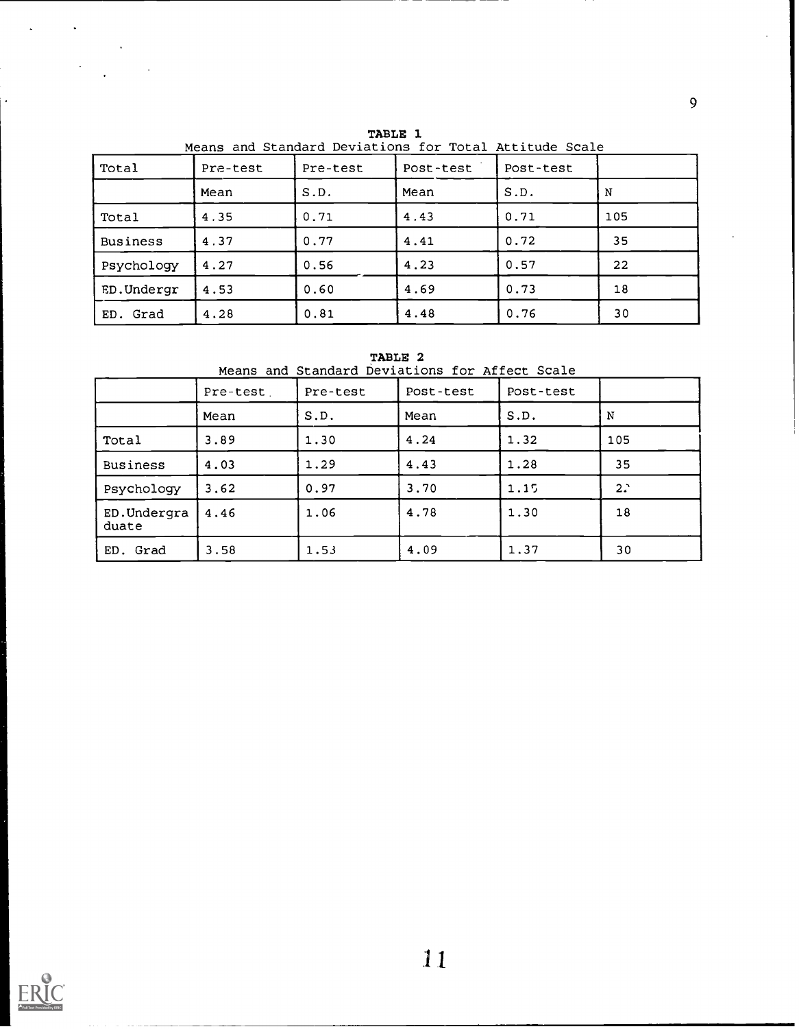**TABLE 1**
Means and Standard Deviations for Total Attitude Scale

| Total | Pre-test | Pre-test | Post-test | Post-test | |
|---|---|---|---|---|---|
| | Mean | S.D. | Mean | S.D. | N |
| Total | 4.35 | 0.71 | 4.43 | 0.71 | 105 |
| Business | 4.37 | 0.77 | 4.41 | 0.72 | 35 |
| Psychology | 4.27 | 0.56 | 4.23 | 0.57 | 22 |
| ED.Undergr | 4.53 | 0.60 | 4.69 | 0.73 | 18 |
| ED. Grad | 4.28 | 0.81 | 4.48 | 0.76 | 30 |

**TABLE 2**
Means and Standard Deviations for Affect Scale

| | Pre-test | Pre-test | Post-test | Post-test | |
|---|---|---|---|---|---|
| | Mean | S.D. | Mean | S.D. | N |
| Total | 3.89 | 1.30 | 4.24 | 1.32 | 105 |
| Business | 4.03 | 1.29 | 4.43 | 1.28 | 35 |
| Psychology | 3.62 | 0.97 | 3.70 | 1.15 | 22 |
| ED.Undergraduate | 4.46 | 1.06 | 4.78 | 1.30 | 18 |
| ED. Grad | 3.58 | 1.53 | 4.09 | 1.37 | 30 |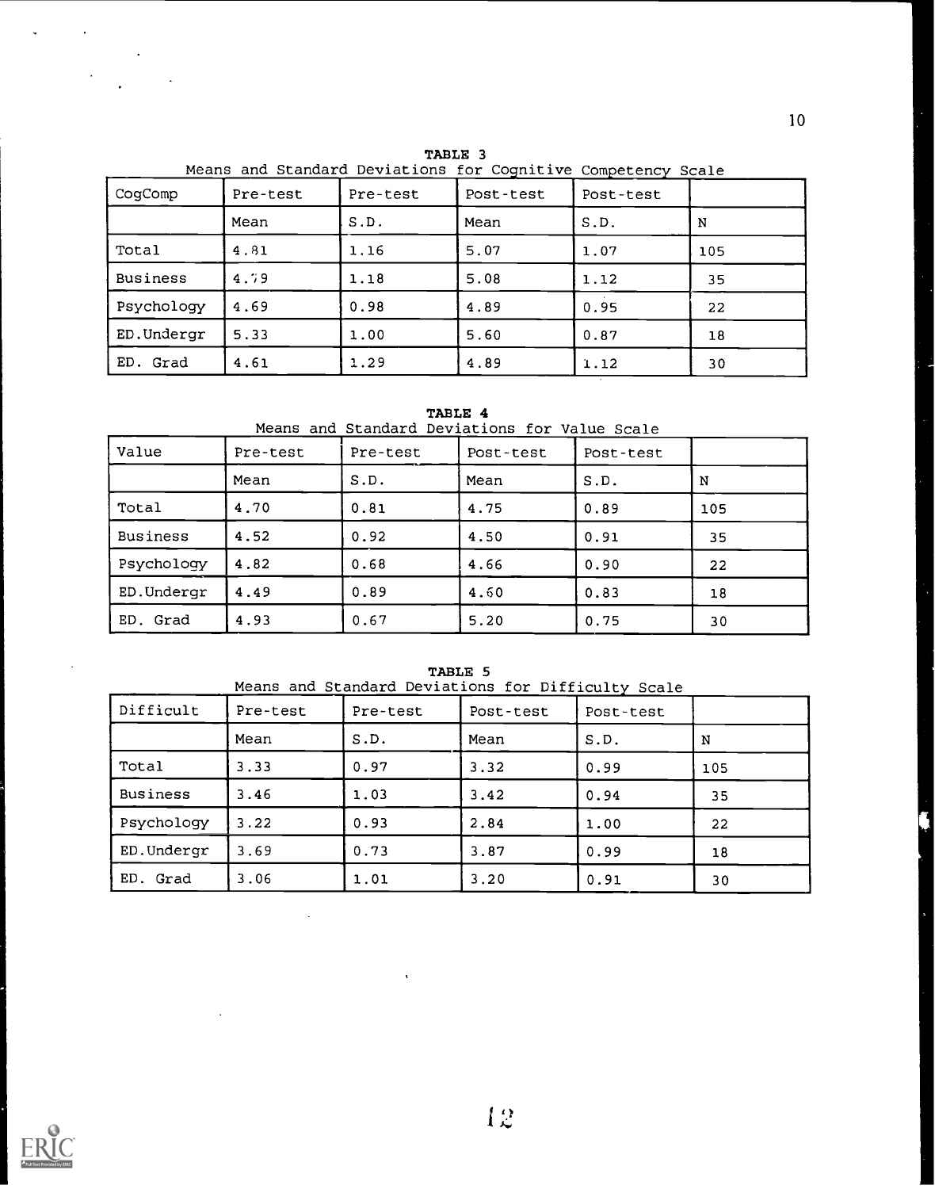**TABLE 3**
Means and Standard Deviations for Cognitive Competency Scale

| CogComp | Pre-test | Pre-test | Post-test | Post-test | |
|---|---|---|---|---|---|
| | Mean | S.D. | Mean | S.D. | N |
| Total | 4.81 | 1.16 | 5.07 | 1.07 | 105 |
| Business | 4.79 | 1.18 | 5.08 | 1.12 | 35 |
| Psychology | 4.69 | 0.98 | 4.89 | 0.95 | 22 |
| ED.Undergr | 5.33 | 1.00 | 5.60 | 0.87 | 18 |
| ED. Grad | 4.61 | 1.29 | 4.89 | 1.12 | 30 |

**TABLE 4**
Means and Standard Deviations for Value Scale

| Value | Pre-test | Pre-test | Post-test | Post-test | |
|---|---|---|---|---|---|
| | Mean | S.D. | Mean | S.D. | N |
| Total | 4.70 | 0.81 | 4.75 | 0.89 | 105 |
| Business | 4.52 | 0.92 | 4.50 | 0.91 | 35 |
| Psychology | 4.82 | 0.68 | 4.66 | 0.90 | 22 |
| ED.Undergr | 4.49 | 0.89 | 4.60 | 0.83 | 18 |
| ED. Grad | 4.93 | 0.67 | 5.20 | 0.75 | 30 |

**TABLE 5**
Means and Standard Deviations for Difficulty Scale

| Difficult | Pre-test | Pre-test | Post-test | Post-test | |
|---|---|---|---|---|---|
| | Mean | S.D. | Mean | S.D. | N |
| Total | 3.33 | 0.97 | 3.32 | 0.99 | 105 |
| Business | 3.46 | 1.03 | 3.42 | 0.94 | 35 |
| Psychology | 3.22 | 0.93 | 2.84 | 1.00 | 22 |
| ED.Undergr | 3.69 | 0.73 | 3.87 | 0.99 | 18 |
| ED. Grad | 3.06 | 1.01 | 3.20 | 0.91 | 30 |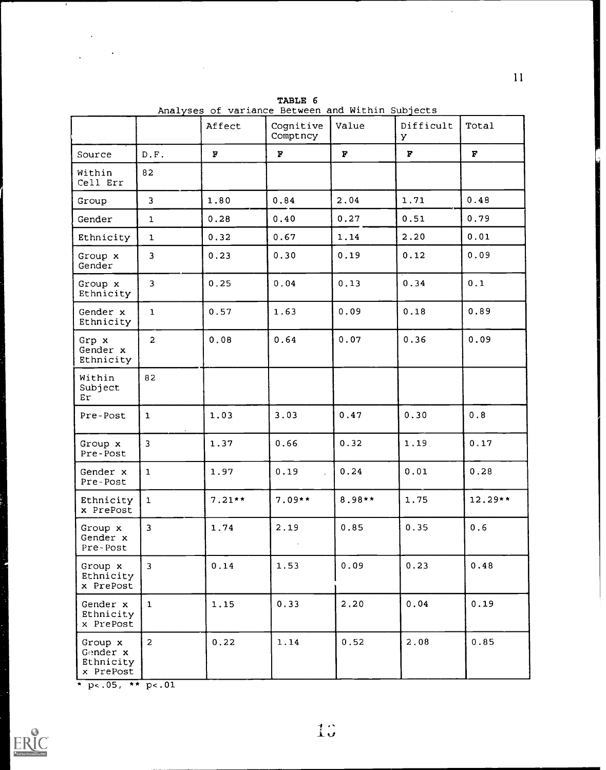**TABLE 6**

Analyses of variance Between and Within Subjects

| | | Affect | Cognitive Comptncy | Value | Difficulty | Total |
|---|---|---|---|---|---|---|
| Source | D.F. | F | F | F | F | F |
| Within Cell Err | 82 | | | | | |
| Group | 3 | 1.80 | 0.84 | 2.04 | 1.71 | 0.48 |
| Gender | 1 | 0.28 | 0.40 | 0.27 | 0.51 | 0.79 |
| Ethnicity | 1 | 0.32 | 0.67 | 1.14 | 2.20 | 0.01 |
| Group x Gender | 3 | 0.23 | 0.30 | 0.19 | 0.12 | 0.09 |
| Group x Ethnicity | 3 | 0.25 | 0.04 | 0.13 | 0.34 | 0.1 |
| Gender x Ethnicity | 1 | 0.57 | 1.63 | 0.09 | 0.18 | 0.89 |
| Grp x Gender x Ethnicity | 2 | 0.08 | 0.64 | 0.07 | 0.36 | 0.09 |
| Within Subject Er | 82 | | | | | |
| Pre-Post | 1 | 1.03 | 3.03 | 0.47 | 0.30 | 0.8 |
| Group x Pre-Post | 3 | 1.37 | 0.66 | 0.32 | 1.19 | 0.17 |
| Gender x Pre-Post | 1 | 1.97 | 0.19 | 0.24 | 0.01 | 0.28 |
| Ethnicity x PrePost | 1 | 7.21** | 7.09** | 8.98** | 1.75 | 12.29** |
| Group x Gender x Pre-Post | 3 | 1.74 | 2.19 | 0.85 | 0.35 | 0.6 |
| Group x Ethnicity x PrePost | 3 | 0.14 | 1.53 | 0.09 | 0.23 | 0.48 |
| Gender x Ethnicity x PrePost | 1 | 1.15 | 0.33 | 2.20 | 0.04 | 0.19 |
| Group x Gender x Ethnicity x PrePost | 2 | 0.22 | 1.14 | 0.52 | 2.08 | 0.85 |

* $p<.05$, ** $p<.01$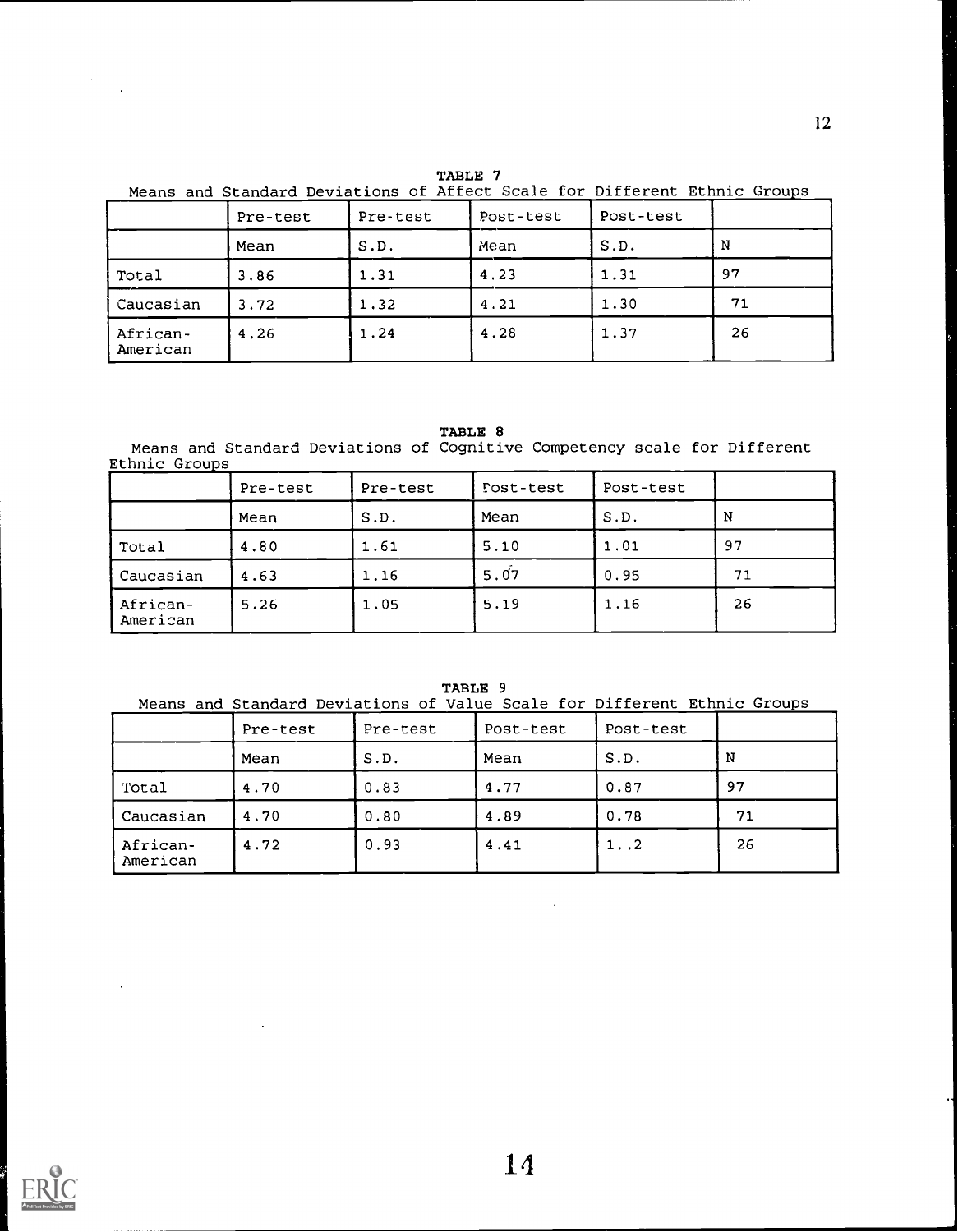**TABLE 7**

Means and Standard Deviations of Affect Scale for Different Ethnic Groups

| | Pre-test | Pre-test | Post-test | Post-test | |
|---|---|---|---|---|---|
| | Mean | S.D. | Mean | S.D. | N |
| Total | 3.86 | 1.31 | 4.23 | 1.31 | 97 |
| Caucasian | 3.72 | 1.32 | 4.21 | 1.30 | 71 |
| African-American | 4.26 | 1.24 | 4.28 | 1.37 | 26 |

**TABLE 8**

Means and Standard Deviations of Cognitive Competency scale for Different Ethnic Groups

| | Pre-test | Pre-test | Post-test | Post-test | |
|---|---|---|---|---|---|
| | Mean | S.D. | Mean | S.D. | N |
| Total | 4.80 | 1.61 | 5.10 | 1.01 | 97 |
| Caucasian | 4.63 | 1.16 | 5.07 | 0.95 | 71 |
| African-American | 5.26 | 1.05 | 5.19 | 1.16 | 26 |

**TABLE 9**

Means and Standard Deviations of Value Scale for Different Ethnic Groups

| | Pre-test | Pre-test | Post-test | Post-test | |
|---|---|---|---|---|---|
| | Mean | S.D. | Mean | S.D. | N |
| Total | 4.70 | 0.83 | 4.77 | 0.87 | 97 |
| Caucasian | 4.70 | 0.80 | 4.89 | 0.78 | 71 |
| African-American | 4.72 | 0.93 | 4.41 | 1..2 | 26 |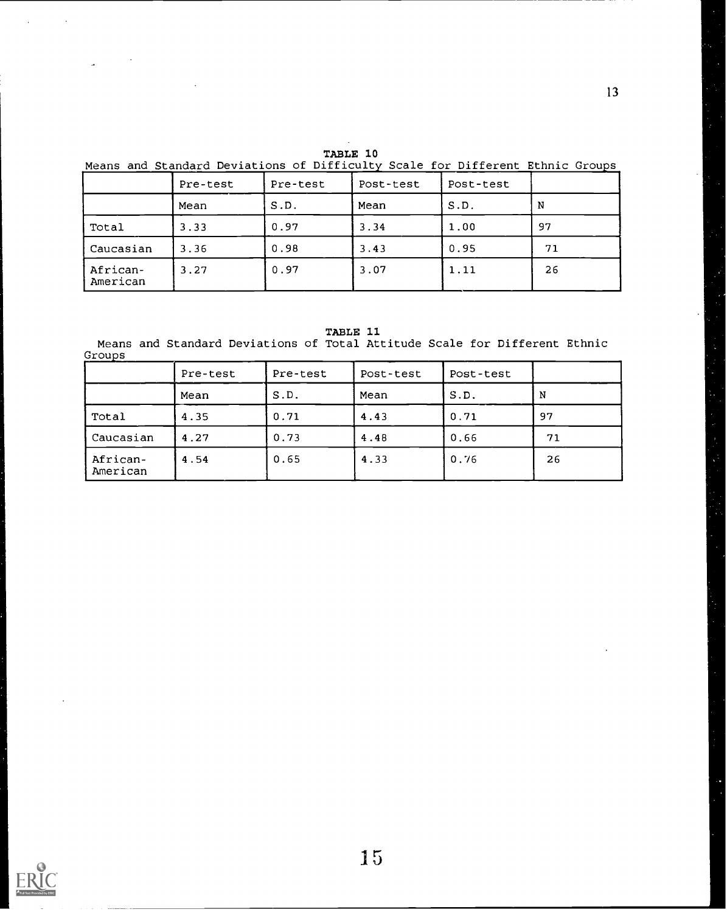**TABLE 10**

Means and Standard Deviations of Difficulty Scale for Different Ethnic Groups

| | Pre-test | Pre-test | Post-test | Post-test | |
|---|---|---|---|---|---|
| | Mean | S.D. | Mean | S.D. | N |
| Total | 3.33 | 0.97 | 3.34 | 1.00 | 97 |
| Caucasian | 3.36 | 0.98 | 3.43 | 0.95 | 71 |
| African-American | 3.27 | 0.97 | 3.07 | 1.11 | 26 |

**TABLE 11**

Means and Standard Deviations of Total Attitude Scale for Different Ethnic Groups

| | Pre-test | Pre-test | Post-test | Post-test | |
|---|---|---|---|---|---|
| | Mean | S.D. | Mean | S.D. | N |
| Total | 4.35 | 0.71 | 4.43 | 0.71 | 97 |
| Caucasian | 4.27 | 0.73 | 4.48 | 0.66 | 71 |
| African-American | 4.54 | 0.65 | 4.33 | 0.76 | 26 |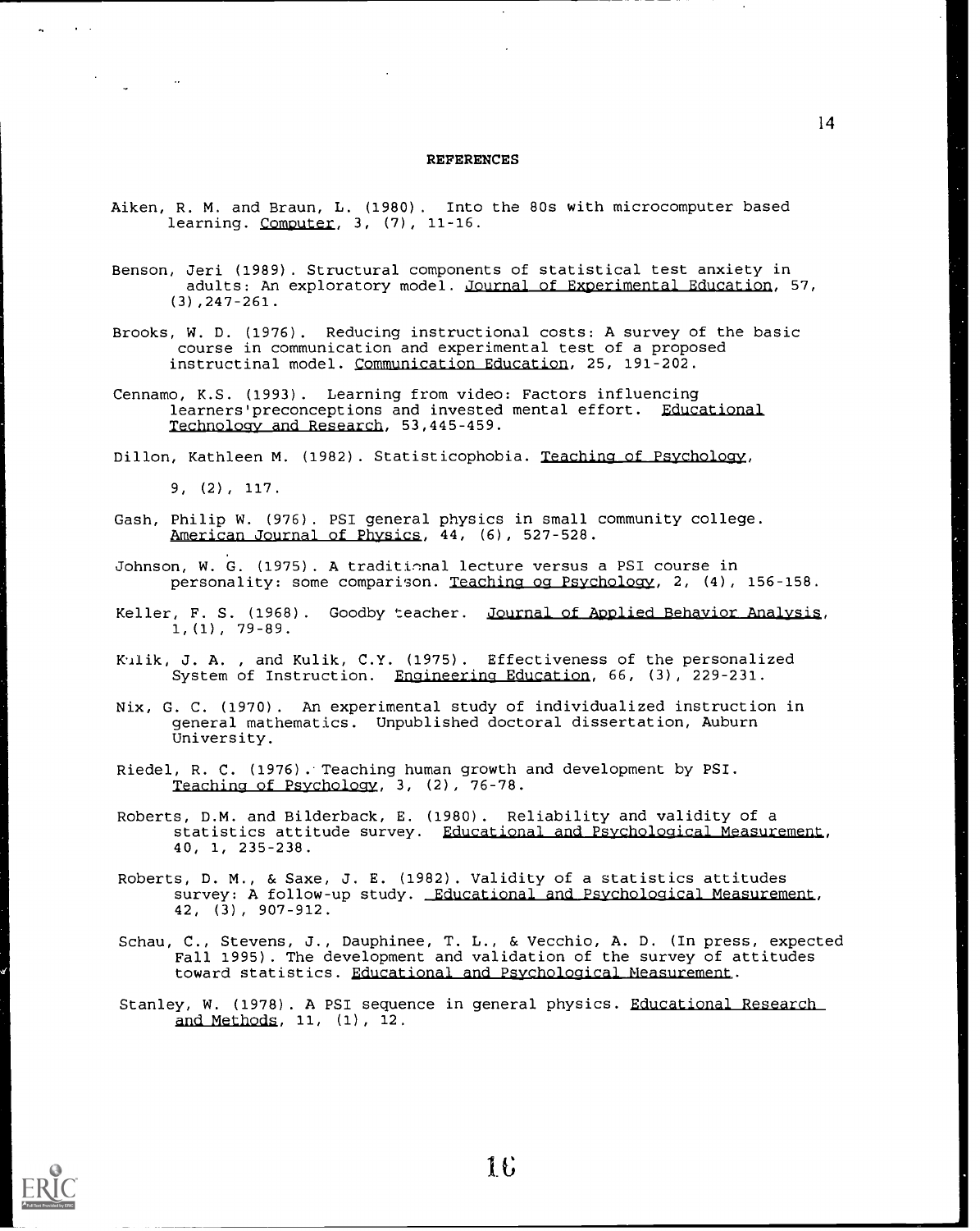## REFERENCES

Aiken, R. M. and Braun, L. (1980). Into the 80s with microcomputer based learning. Computer, 3, (7), 11-16.

Benson, Jeri (1989). Structural components of statistical test anxiety in adults: An exploratory model. Journal of Experimental Education, 57, (3),247-261.

Brooks, W. D. (1976). Reducing instructional costs: A survey of the basic course in communication and experimental test of a proposed instructinal model. Communication Education, 25, 191-202.

Cennamo, K.S. (1993). Learning from video: Factors influencing learners'preconceptions and invested mental effort. Educational Technology and Research, 53,445-459.

Dillon, Kathleen M. (1982). Statisticophobia. Teaching of Psychology, 9, (2), 117.

Gash, Philip W. (976). PSI general physics in small community college. American Journal of Physics, 44, (6), 527-528.

Johnson, W. G. (1975). A traditional lecture versus a PSI course in personality: some comparison. Teaching og Psychology, 2, (4), 156-158.

Keller, F. S. (1968). Goodby teacher. Journal of Applied Behavior Analysis, 1,(1), 79-89.

Kulik, J. A. , and Kulik, C.Y. (1975). Effectiveness of the personalized System of Instruction. Engineering Education, 66, (3), 229-231.

Nix, G. C. (1970). An experimental study of individualized instruction in general mathematics. Unpublished doctoral dissertation, Auburn University.

Riedel, R. C. (1976). Teaching human growth and development by PSI. Teaching of Psychology, 3, (2), 76-78.

Roberts, D.M. and Bilderback, E. (1980). Reliability and validity of a statistics attitude survey. Educational and Psychological Measurement, 40, 1, 235-238.

Roberts, D. M., & Saxe, J. E. (1982). Validity of a statistics attitudes survey: A follow-up study. Educational and Psychological Measurement, 42, (3), 907-912.

Schau, C., Stevens, J., Dauphinee, T. L., & Vecchio, A. D. (In press, expected Fall 1995). The development and validation of the survey of attitudes toward statistics. Educational and Psychological Measurement.

Stanley, W. (1978). A PSI sequence in general physics. Educational Research and Methods, 11, (1), 12.